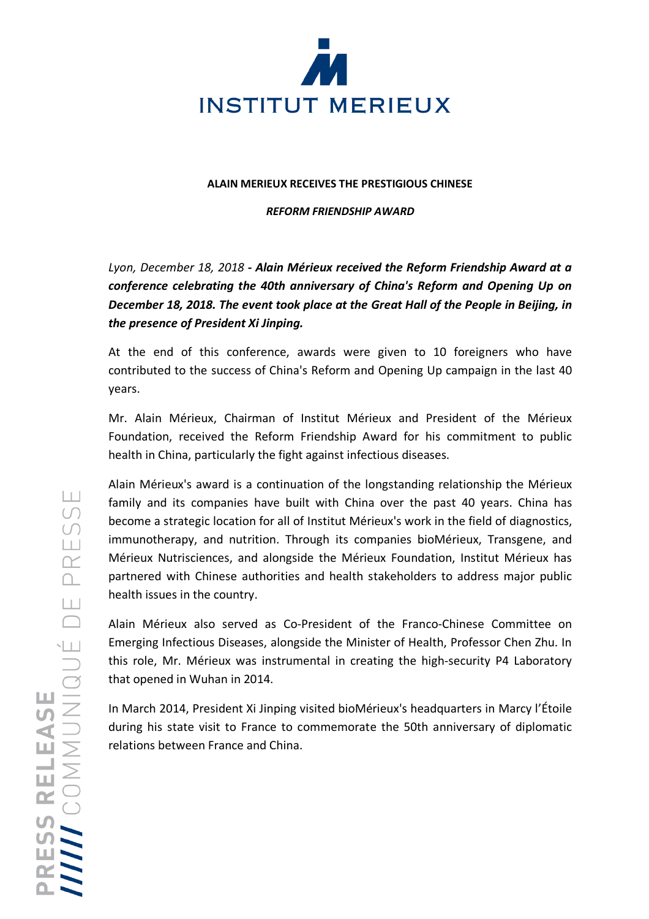INSTITUT MERIEUX

**ALAIN MERIEUX RECEIVES THE PRESTIGIOUS CHINESE**

***REFORM FRIENDSHIP AWARD***

*Lyon, December 18, 2018* ***- Alain Mérieux received the Reform Friendship Award at a conference celebrating the 40th anniversary of China's Reform and Opening Up on December 18, 2018. The event took place at the Great Hall of the People in Beijing, in the presence of President Xi Jinping.***

At the end of this conference, awards were given to 10 foreigners who have contributed to the success of China's Reform and Opening Up campaign in the last 40 years.

Mr. Alain Mérieux, Chairman of Institut Mérieux and President of the Mérieux Foundation, received the Reform Friendship Award for his commitment to public health in China, particularly the fight against infectious diseases.

Alain Mérieux's award is a continuation of the longstanding relationship the Mérieux family and its companies have built with China over the past 40 years. China has become a strategic location for all of Institut Mérieux's work in the field of diagnostics, immunotherapy, and nutrition. Through its companies bioMérieux, Transgene, and Mérieux Nutrisciences, and alongside the Mérieux Foundation, Institut Mérieux has partnered with Chinese authorities and health stakeholders to address major public health issues in the country.

Alain Mérieux also served as Co-President of the Franco-Chinese Committee on Emerging Infectious Diseases, alongside the Minister of Health, Professor Chen Zhu. In this role, Mr. Mérieux was instrumental in creating the high-security P4 Laboratory that opened in Wuhan in 2014.

In March 2014, President Xi Jinping visited bioMérieux's headquarters in Marcy l'Étoile during his state visit to France to commemorate the 50th anniversary of diplomatic relations between France and China.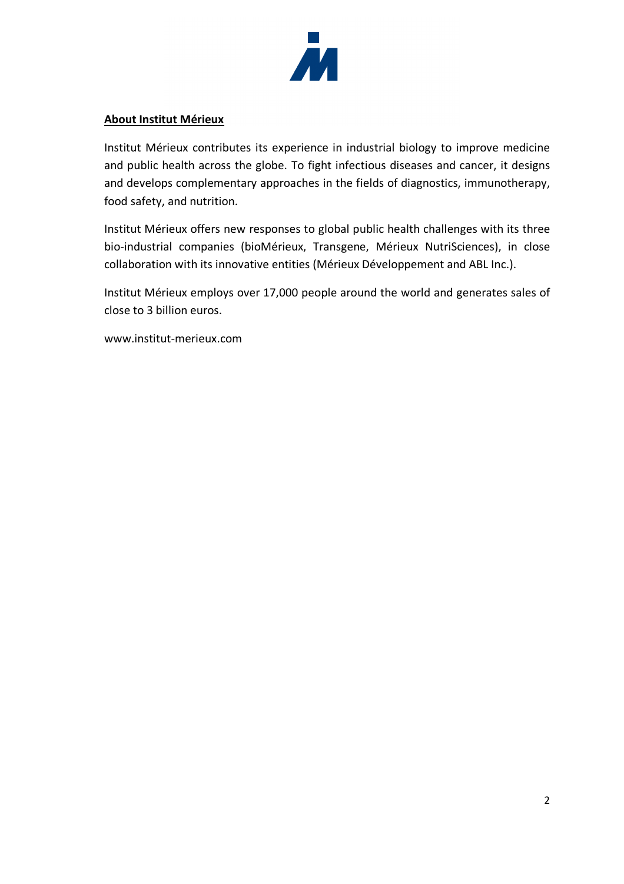**About Institut Mérieux**

Institut Mérieux contributes its experience in industrial biology to improve medicine and public health across the globe. To fight infectious diseases and cancer, it designs and develops complementary approaches in the fields of diagnostics, immunotherapy, food safety, and nutrition.

Institut Mérieux offers new responses to global public health challenges with its three bio-industrial companies (bioMérieux, Transgene, Mérieux NutriSciences), in close collaboration with its innovative entities (Mérieux Développement and ABL Inc.).

Institut Mérieux employs over 17,000 people around the world and generates sales of close to 3 billion euros.

www.institut-merieux.com